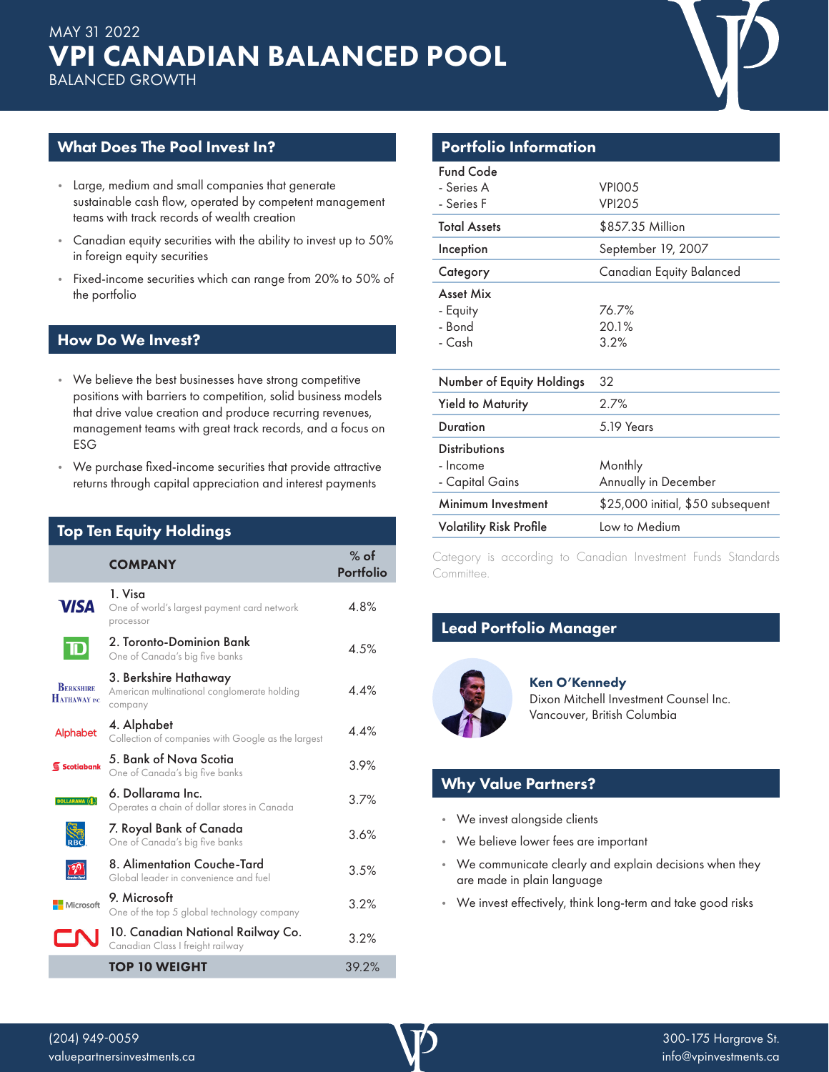MAY 31 2022

# VPI CANADIAN BALANCED POOL

BALANCED GROWTH

## What Does The Pool Invest In?

- Large, medium and small companies that generate sustainable cash flow, operated by competent management teams with track records of wealth creation
- Canadian equity securities with the ability to invest up to 50% in foreign equity securities
- Fixed-income securities which can range from 20% to 50% of the portfolio

## How Do We Invest?

- We believe the best businesses have strong competitive positions with barriers to competition, solid business models that drive value creation and produce recurring revenues, management teams with great track records, and a focus on ESG
- We purchase fixed-income securities that provide attractive returns through capital appreciation and interest payments

## Top Ten Equity Holdings

| COMPANY | % of Portfolio |
|---|---|
| 1. Visa<br>One of world's largest payment card network processor | 4.8% |
| 2. Toronto-Dominion Bank<br>One of Canada's big five banks | 4.5% |
| 3. Berkshire Hathaway<br>American multinational conglomerate holding company | 4.4% |
| 4. Alphabet<br>Collection of companies with Google as the largest | 4.4% |
| 5. Bank of Nova Scotia<br>One of Canada's big five banks | 3.9% |
| 6. Dollarama Inc.<br>Operates a chain of dollar stores in Canada | 3.7% |
| 7. Royal Bank of Canada<br>One of Canada's big five banks | 3.6% |
| 8. Alimentation Couche-Tard<br>Global leader in convenience and fuel | 3.5% |
| 9. Microsoft<br>One of the top 5 global technology company | 3.2% |
| 10. Canadian National Railway Co.<br>Canadian Class I freight railway | 3.2% |
| **TOP 10 WEIGHT** | 39.2% |

## Portfolio Information

| | |
|---|---|
| **Fund Code** | |
| - Series A | VPI005 |
| - Series F | VPI205 |
| **Total Assets** | $857.35 Million |
| **Inception** | September 19, 2007 |
| **Category** | Canadian Equity Balanced |
| **Asset Mix** | |
| - Equity | 76.7% |
| - Bond | 20.1% |
| - Cash | 3.2% |
| **Number of Equity Holdings** | 32 |
| **Yield to Maturity** | 2.7% |
| **Duration** | 5.19 Years |
| **Distributions** | |
| - Income | Monthly |
| - Capital Gains | Annually in December |
| **Minimum Investment** | $25,000 initial, $50 subsequent |
| **Volatility Risk Profile** | Low to Medium |

Category is according to Canadian Investment Funds Standards Committee.

## Lead Portfolio Manager

**Ken O'Kennedy**
Dixon Mitchell Investment Counsel Inc.
Vancouver, British Columbia

## Why Value Partners?

- We invest alongside clients
- We believe lower fees are important
- We communicate clearly and explain decisions when they are made in plain language
- We invest effectively, think long-term and take good risks

(204) 949-0059
valuepartnersinvestments.ca

300-175 Hargrave St.
info@vpinvestments.ca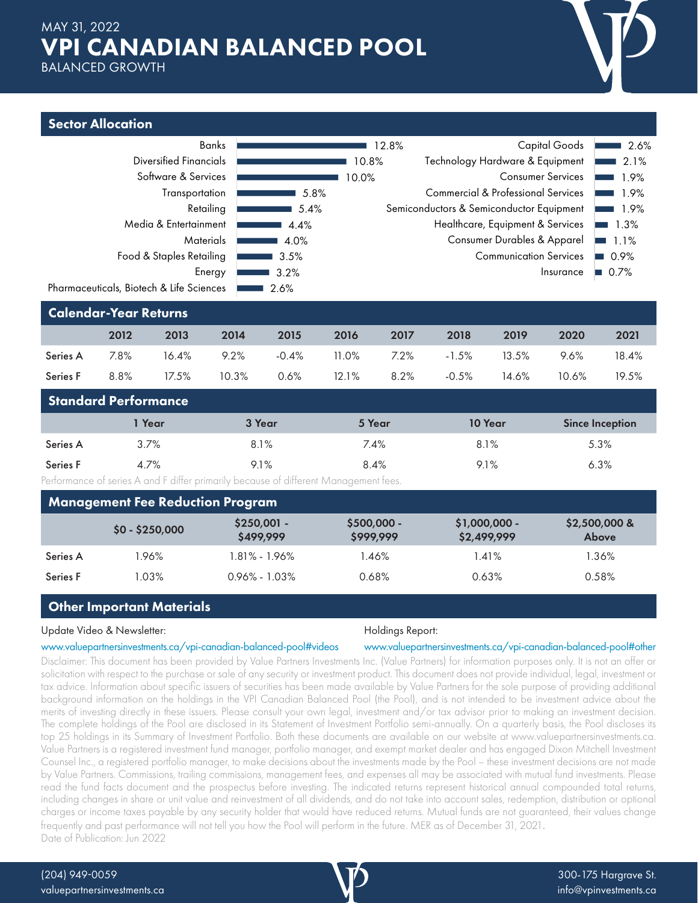MAY 31, 2022

# VPI CANADIAN BALANCED POOL

BALANCED GROWTH

## Sector Allocation

Banks 12.8%
Diversified Financials 10.8%
Software & Services 10.0%
Transportation 5.8%
Retailing 5.4%
Media & Entertainment 4.4%
Materials 4.0%
Food & Staples Retailing 3.5%
Energy 3.2%
Pharmaceuticals, Biotech & Life Sciences 2.6%
Capital Goods 2.6%
Technology Hardware & Equipment 2.1%
Consumer Services 1.9%
Commercial & Professional Services 1.9%
Semiconductors & Semiconductor Equipment 1.9%
Healthcare, Equipment & Services 1.3%
Consumer Durables & Apparel 1.1%
Communication Services 0.9%
Insurance 0.7%

## Calendar-Year Returns

| | 2012 | 2013 | 2014 | 2015 | 2016 | 2017 | 2018 | 2019 | 2020 | 2021 |
|---|---|---|---|---|---|---|---|---|---|---|
| Series A | 7.8% | 16.4% | 9.2% | -0.4% | 11.0% | 7.2% | -1.5% | 13.5% | 9.6% | 18.4% |
| Series F | 8.8% | 17.5% | 10.3% | 0.6% | 12.1% | 8.2% | -0.5% | 14.6% | 10.6% | 19.5% |

## Standard Performance

| | 1 Year | 3 Year | 5 Year | 10 Year | Since Inception |
|---|---|---|---|---|---|
| Series A | 3.7% | 8.1% | 7.4% | 8.1% | 5.3% |
| Series F | 4.7% | 9.1% | 8.4% | 9.1% | 6.3% |

Performance of series A and F differ primarily because of different Management fees.

## Management Fee Reduction Program

| | $0 - $250,000 | $250,001 - $499,999 | $500,000 - $999,999 | $1,000,000 - $2,499,999 | $2,500,000 & Above |
|---|---|---|---|---|---|
| Series A | 1.96% | 1.81% - 1.96% | 1.46% | 1.41% | 1.36% |
| Series F | 1.03% | 0.96% - 1.03% | 0.68% | 0.63% | 0.58% |

## Other Important Materials

Update Video & Newsletter:
www.valuepartnersinvestments.ca/vpi-canadian-balanced-pool#videos

Holdings Report:
www.valuepartnersinvestments.ca/vpi-canadian-balanced-pool#other

Disclaimer: This document has been provided by Value Partners Investments Inc. (Value Partners) for information purposes only. It is not an offer or solicitation with respect to the purchase or sale of any security or investment product. This document does not provide individual, legal, investment or tax advice. Information about specific issuers of securities has been made available by Value Partners for the sole purpose of providing additional background information on the holdings in the VPI Canadian Balanced Pool (the Pool), and is not intended to be investment advice about the merits of investing directly in these issuers. Please consult your own legal, investment and/or tax advisor prior to making an investment decision. The complete holdings of the Pool are disclosed in its Statement of Investment Portfolio semi-annually. On a quarterly basis, the Pool discloses its top 25 holdings in its Summary of Investment Portfolio. Both these documents are available on our website at www.valuepartnersinvestments.ca. Value Partners is a registered investment fund manager, portfolio manager, and exempt market dealer and has engaged Dixon Mitchell Investment Counsel Inc., a registered portfolio manager, to make decisions about the investments made by the Pool – these investment decisions are not made by Value Partners. Commissions, trailing commissions, management fees, and expenses all may be associated with mutual fund investments. Please read the fund facts document and the prospectus before investing. The indicated returns represent historical annual compounded total returns, including changes in share or unit value and reinvestment of all dividends, and do not take into account sales, redemption, distribution or optional charges or income taxes payable by any security holder that would have reduced returns. Mutual funds are not guaranteed, their values change frequently and past performance will not tell you how the Pool will perform in the future. MER as of December 31, 2021.
Date of Publication: Jun 2022

(204) 949-0059
valuepartnersinvestments.ca

300-175 Hargrave St.
info@vpinvestments.ca